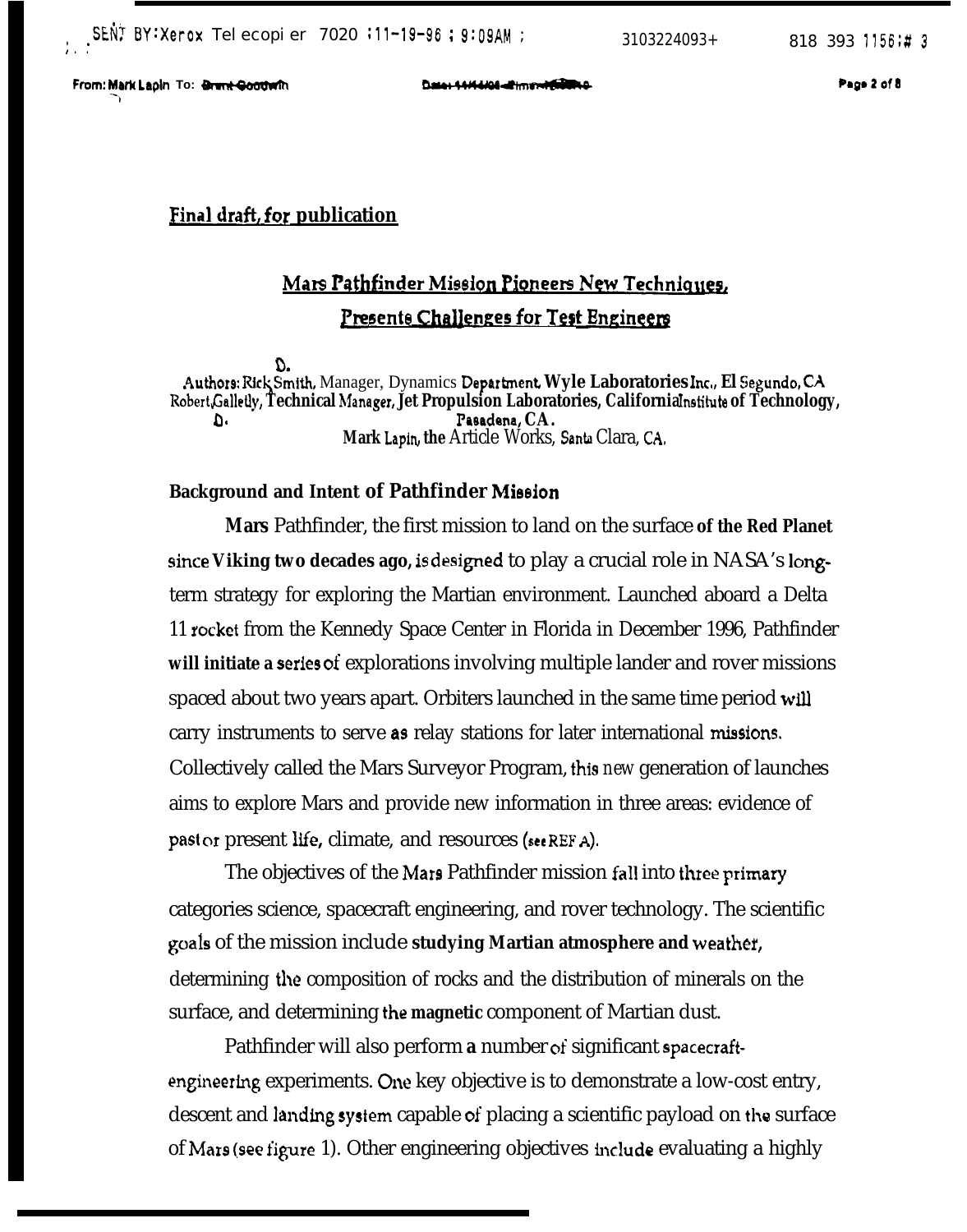Final draft, for publication

# Mars Pathfinder Mission Pioneers New Techniques, Presents Challenges for Test Engineers

Authors: Rick Smith, Manager, Dynamics Department, Wyle Laboratories Inc., El Segundo, CA
Robert Gallelly, Technical Manager, Jet Propulsion Laboratories, California Institute of Technology, Pasadena, CA.
Mark Lapin, the Article Works, Santa Clara, CA.

## Background and Intent of Pathfinder Mission

Mars Pathfinder, the first mission to land on the surface of the Red Planet since Viking two decades ago, is designed to play a crucial role in NASA's long-term strategy for exploring the Martian environment. Launched aboard a Delta 11 rocket from the Kennedy Space Center in Florida in December 1996, Pathfinder will initiate a series of explorations involving multiple lander and rover missions spaced about two years apart. Orbiters launched in the same time period will carry instruments to serve as relay stations for later international missions. Collectively called the Mars Surveyor Program, this new generation of launches aims to explore Mars and provide new information in three areas: evidence of past or present life, climate, and resources (see REF A).

The objectives of the Mars Pathfinder mission fall into three primary categories science, spacecraft engineering, and rover technology. The scientific goals of the mission include studying Martian atmosphere and weather, determining the composition of rocks and the distribution of minerals on the surface, and determining the magnetic component of Martian dust.

Pathfinder will also perform a number of significant spacecraft-engineering experiments. One key objective is to demonstrate a low-cost entry, descent and landing system capable of placing a scientific payload on the surface of Mars (see figure 1). Other engineering objectives include evaluating a highly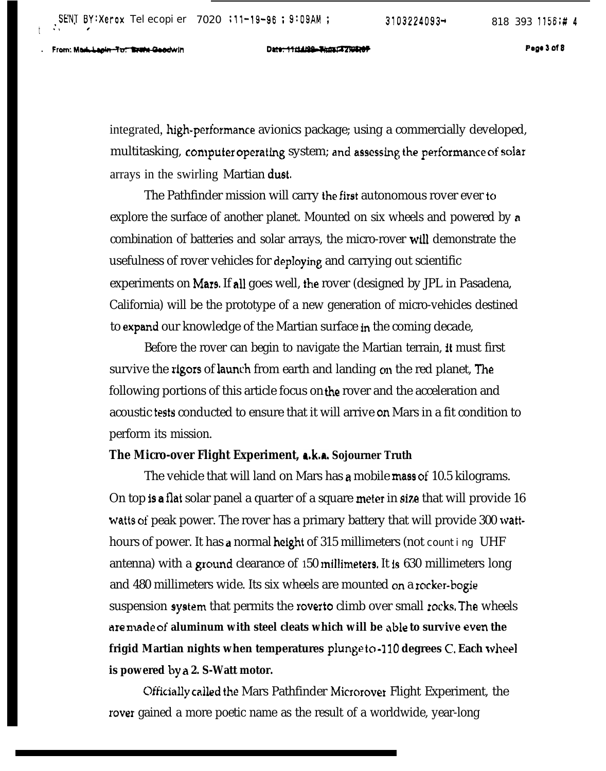integrated, high-performance avionics package; using a commercially developed, multitasking, computer operating system; and assessing the performance of solar arrays in the swirling Martian dust.

The Pathfinder mission will carry the first autonomous rover ever to explore the surface of another planet. Mounted on six wheels and powered by a combination of batteries and solar arrays, the micro-rover will demonstrate the usefulness of rover vehicles for deploying and carrying out scientific experiments on Mars. If all goes well, the rover (designed by JPL in Pasadena, California) will be the prototype of a new generation of micro-vehicles destined to expand our knowledge of the Martian surface in the coming decade,

Before the rover can begin to navigate the Martian terrain, it must first survive the rigors of launch from earth and landing on the red planet, The following portions of this article focus on the rover and the acceleration and acoustic tests conducted to ensure that it will arrive on Mars in a fit condition to perform its mission.

**The Micro-over Flight Experiment, a.k.a. Sojourner Truth**

The vehicle that will land on Mars has a mobile mass of 10.5 kilograms. On top is a flat solar panel a quarter of a square meter in size that will provide 16 watts of peak power. The rover has a primary battery that will provide 300 watt-hours of power. It has a normal height of 315 millimeters (not counting UHF antenna) with a ground clearance of 150 millimeters. It is 630 millimeters long and 480 millimeters wide. Its six wheels are mounted on a rocker-bogie suspension system that permits the rover to climb over small rocks. The wheels are made of **aluminum with steel cleats which will be able to survive even the frigid Martian nights when temperatures plunge to -110 degrees C. Each wheel is powered by a 2. S-Watt motor.**

Officially called the Mars Pathfinder Microrover Flight Experiment, the rover gained a more poetic name as the result of a worldwide, year-long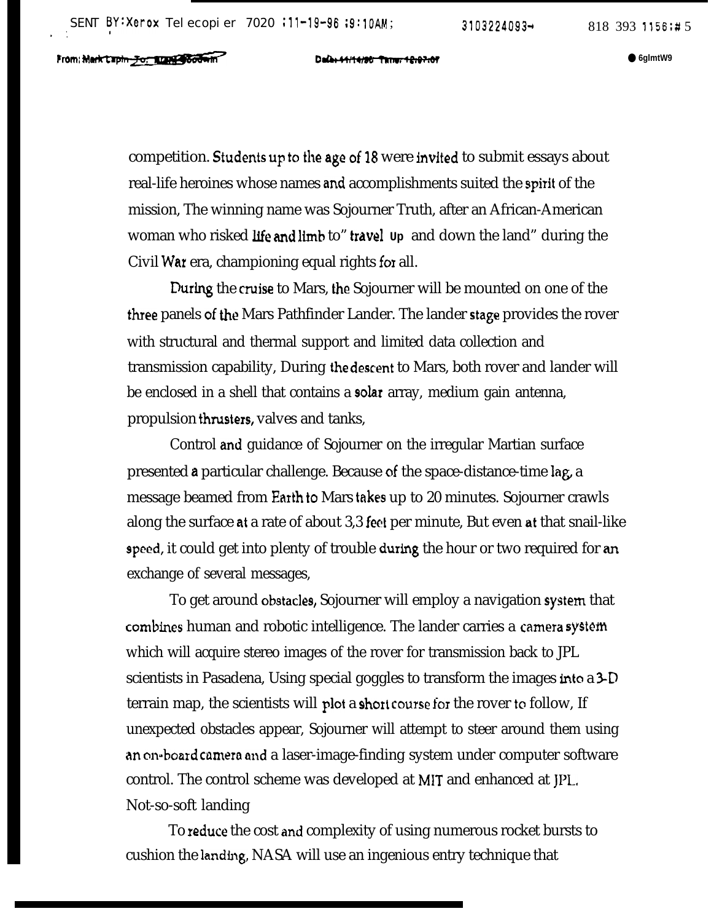competition. Students up to the age of 18 were invited to submit essays about real-life heroines whose names and accomplishments suited the spirit of the mission, The winning name was Sojourner Truth, after an African-American woman who risked life and limb to" travel up and down the land" during the Civil War era, championing equal rights for all.

During the cruise to Mars, the Sojourner will be mounted on one of the three panels of the Mars Pathfinder Lander. The lander stage provides the rover with structural and thermal support and limited data collection and transmission capability, During the descent to Mars, both rover and lander will be enclosed in a shell that contains a solar array, medium gain antenna, propulsion thrusters, valves and tanks,

Control and guidance of Sojourner on the irregular Martian surface presented a particular challenge. Because of the space-distance-time lag, a message beamed from Earth to Mars takes up to 20 minutes. Sojourner crawls along the surface at a rate of about 3,3 feet per minute, But even at that snail-like speed, it could get into plenty of trouble during the hour or two required for an exchange of several messages,

To get around obstacles, Sojourner will employ a navigation system that combines human and robotic intelligence. The lander carries a camera system which will acquire stereo images of the rover for transmission back to JPL scientists in Pasadena, Using special goggles to transform the images into a 3-D terrain map, the scientists will plot a short course for the rover to follow, If unexpected obstacles appear, Sojourner will attempt to steer around them using an on-board camera and a laser-image-finding system under computer software control. The control scheme was developed at MIT and enhanced at JPL.

## Not-so-soft landing

To reduce the cost and complexity of using numerous rocket bursts to cushion the landing, NASA will use an ingenious entry technique that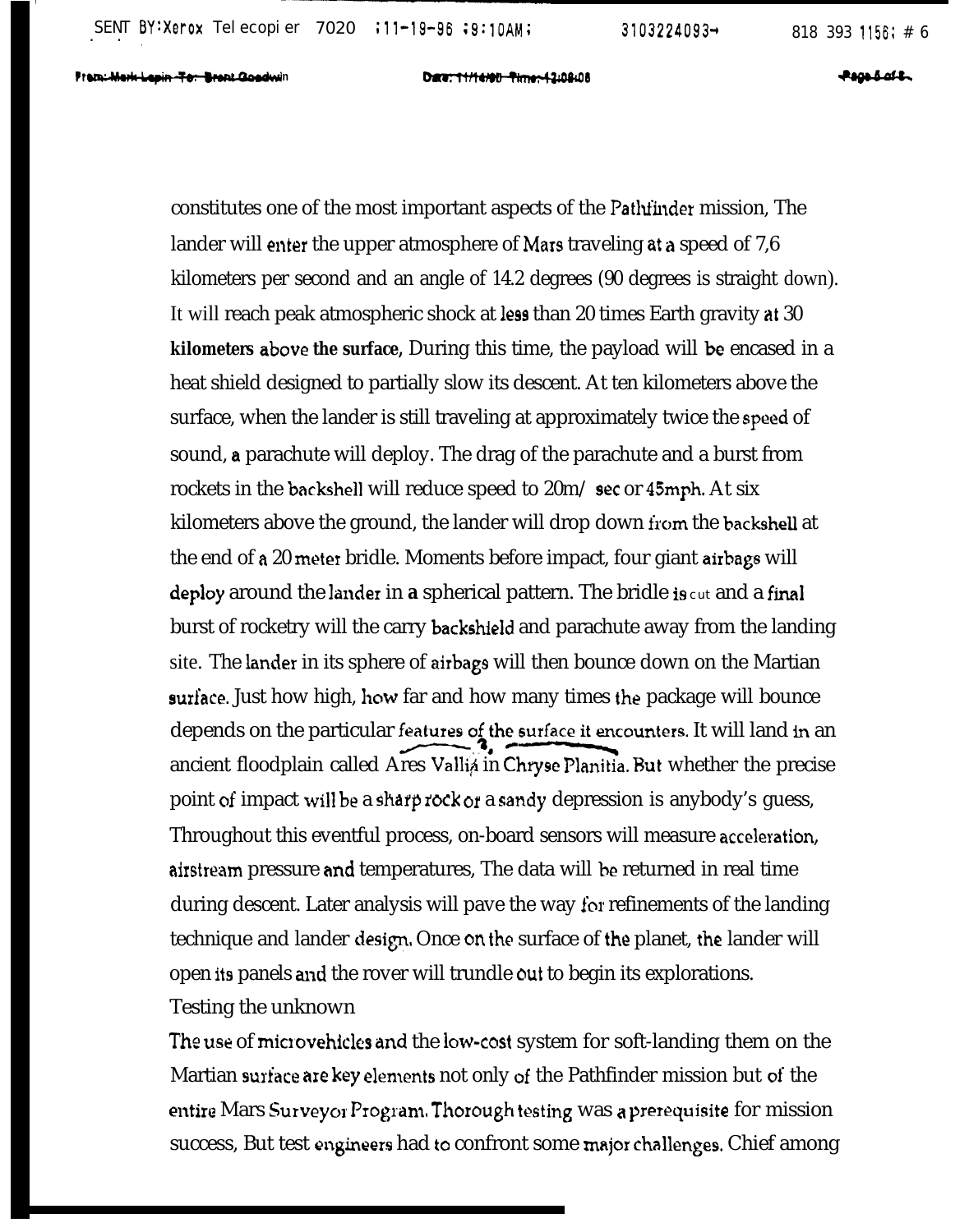constitutes one of the most important aspects of the Pathfinder mission, The lander will enter the upper atmosphere of Mars traveling at a speed of 7,6 kilometers per second and an angle of 14.2 degrees (90 degrees is straight down). It will reach peak atmospheric shock at less than 20 times Earth gravity at 30 kilometers above the surface, During this time, the payload will be encased in a heat shield designed to partially slow its descent. At ten kilometers above the surface, when the lander is still traveling at approximately twice the speed of sound, a parachute will deploy. The drag of the parachute and a burst from rockets in the backshell will reduce speed to 20m/ sec or 45mph. At six kilometers above the ground, the lander will drop down from the backshell at the end of a 20 meter bridle. Moments before impact, four giant airbags will deploy around the lander in a spherical pattern. The bridle is cut and a final burst of rocketry will the carry backshield and parachute away from the landing site. The lander in its sphere of airbags will then bounce down on the Martian surface. Just how high, how far and how many times the package will bounce depends on the particular features of the surface it encounters. It will land in an ancient floodplain called Ares Vallia in Chryse Planitia. But whether the precise point of impact will be a sharp rock or a sandy depression is anybody's guess, Throughout this eventful process, on-board sensors will measure acceleration, airstream pressure and temperatures, The data will be returned in real time during descent. Later analysis will pave the way for refinements of the landing technique and lander design. Once on the surface of the planet, the lander will open its panels and the rover will trundle out to begin its explorations.

## Testing the unknown

The use of microvehicles and the low-cost system for soft-landing them on the Martian surface are key elements not only of the Pathfinder mission but of the entire Mars Surveyor Program. Thorough testing was a prerequisite for mission success, But test engineers had to confront some major challenges. Chief among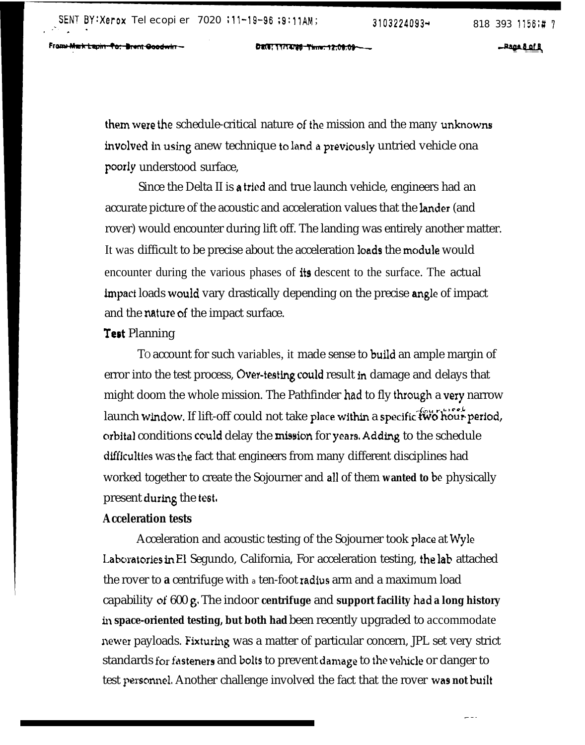them were the schedule-critical nature of the mission and the many unknowns involved in using anew technique to land a previously untried vehicle ona poorly understood surface,

Since the Delta II is a tried and true launch vehicle, engineers had an accurate picture of the acoustic and acceleration values that the lander (and rover) would encounter during lift off. The landing was entirely another matter. It was difficult to be precise about the acceleration loads the module would encounter during the various phases of its descent to the surface. The actual impact loads would vary drastically depending on the precise angle of impact and the nature of the impact surface.

**Test** Planning

To account for such variables, it made sense to build an ample margin of error into the test process, Over-testing could result in damage and delays that might doom the whole mission. The Pathfinder had to fly through a very narrow launch window. If lift-off could not take place within a specific two hour period, orbital conditions could delay the mission for years. Adding to the schedule difficulties was the fact that engineers from many different disciplines had worked together to create the Sojourner and all of them wanted to be physically present during the test.

**Acceleration tests**

Acceleration and acoustic testing of the Sojourner took place at Wyle Laboratories in El Segundo, California, For acceleration testing, the lab attached the rover to a centrifuge with a ten-foot radius arm and a maximum load capability of 600 g. The indoor centrifuge and support facility had a long history in space-oriented testing, but both had been recently upgraded to accommodate newer payloads. Fixturing was a matter of particular concern, JPL set very strict standards for fasteners and bolts to prevent damage to the vehicle or danger to test personnel. Another challenge involved the fact that the rover was not built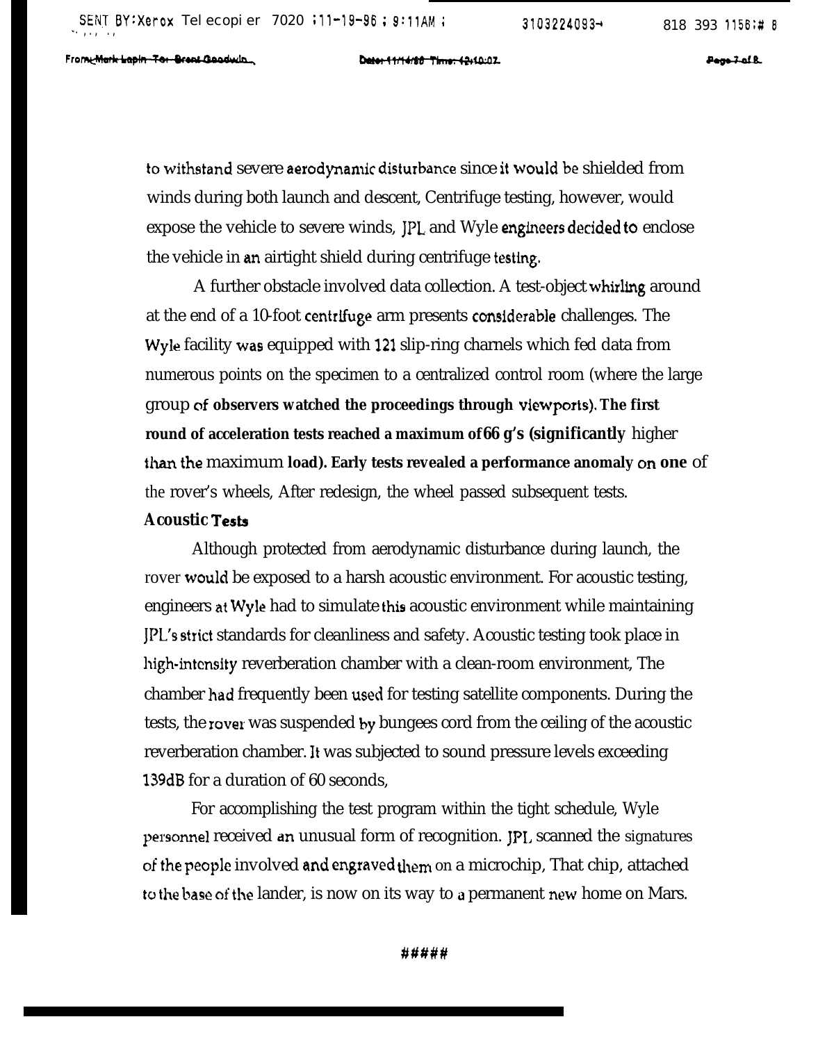to withstand severe aerodynamic disturbance since it would be shielded from winds during both launch and descent, Centrifuge testing, however, would expose the vehicle to severe winds, JPL and Wyle engineers decided to enclose the vehicle in an airtight shield during centrifuge testing.

A further obstacle involved data collection. A test-object whirling around at the end of a 10-foot centrifuge arm presents considerable challenges. The Wyle facility was equipped with 121 slip-ring channels which fed data from numerous points on the specimen to a centralized control room (where the large group of observers watched the proceedings through viewports). The first round of acceleration tests reached a maximum of 66 g's (significantly higher than the maximum load). Early tests revealed a performance anomaly on one of the rover's wheels, After redesign, the wheel passed subsequent tests.

**Acoustic Tests**

Although protected from aerodynamic disturbance during launch, the rover would be exposed to a harsh acoustic environment. For acoustic testing, engineers at Wyle had to simulate this acoustic environment while maintaining JPL's strict standards for cleanliness and safety. Acoustic testing took place in high-intensity reverberation chamber with a clean-room environment, The chamber had frequently been used for testing satellite components. During the tests, the rover was suspended by bungees cord from the ceiling of the acoustic reverberation chamber. It was subjected to sound pressure levels exceeding 139dB for a duration of 60 seconds,

For accomplishing the test program within the tight schedule, Wyle personnel received an unusual form of recognition. JPL scanned the signatures of the people involved and engraved them on a microchip, That chip, attached to the base of the lander, is now on its way to a permanent new home on Mars.

#####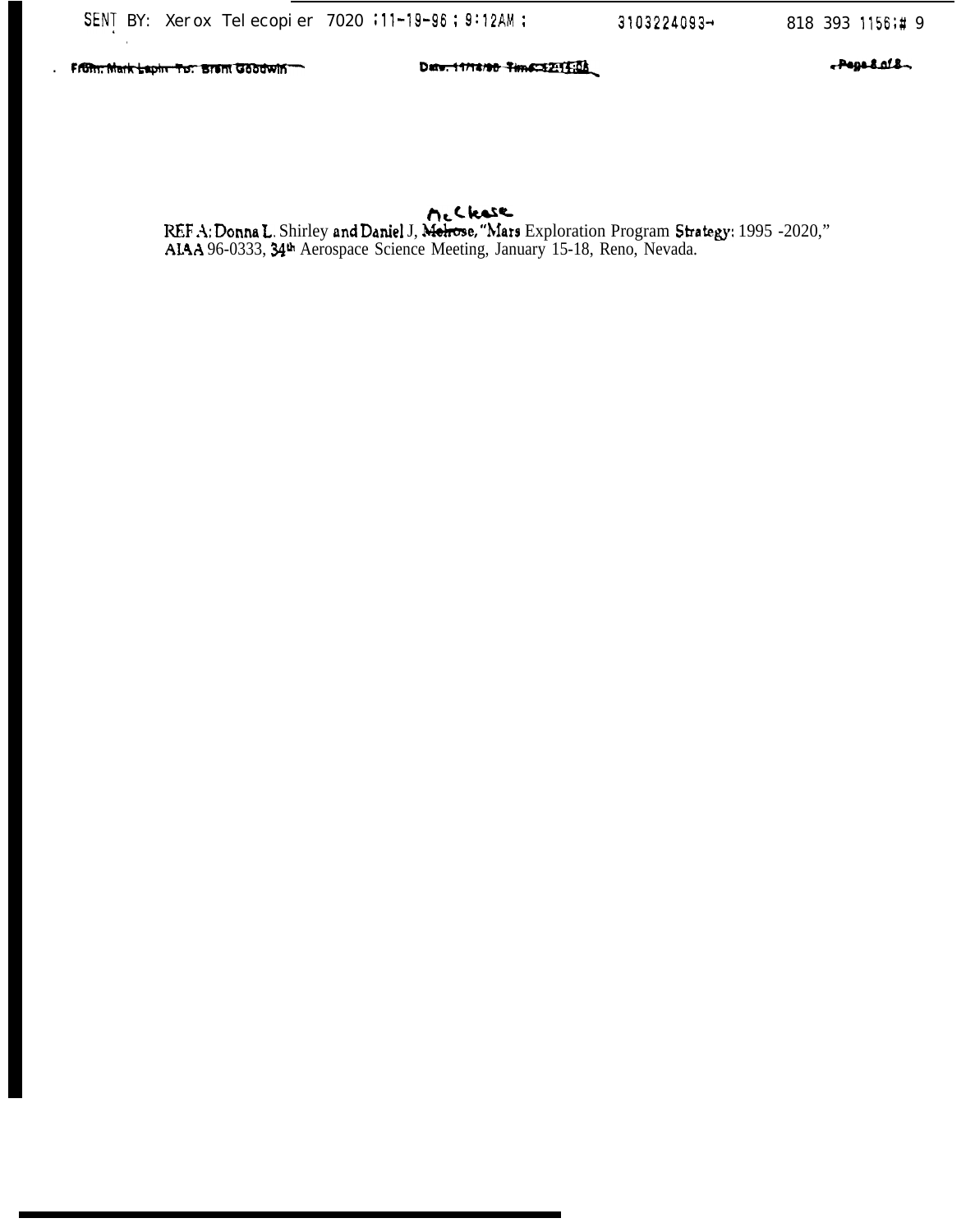REF A: Donna L. Shirley and Daniel J, McCleese, "Mars Exploration Program Strategy: 1995 -2020," AIAA 96-0333, 34th Aerospace Science Meeting, January 15-18, Reno, Nevada.